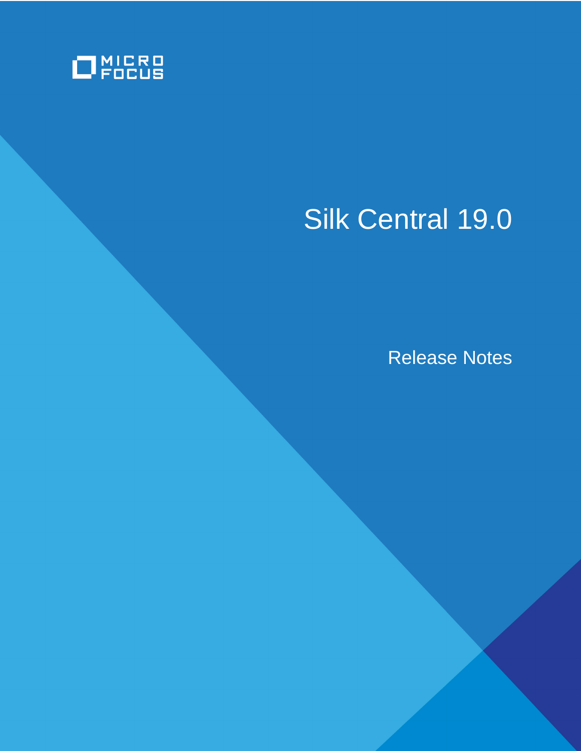MICRO FOCUS

# Silk Central 19.0

## Release Notes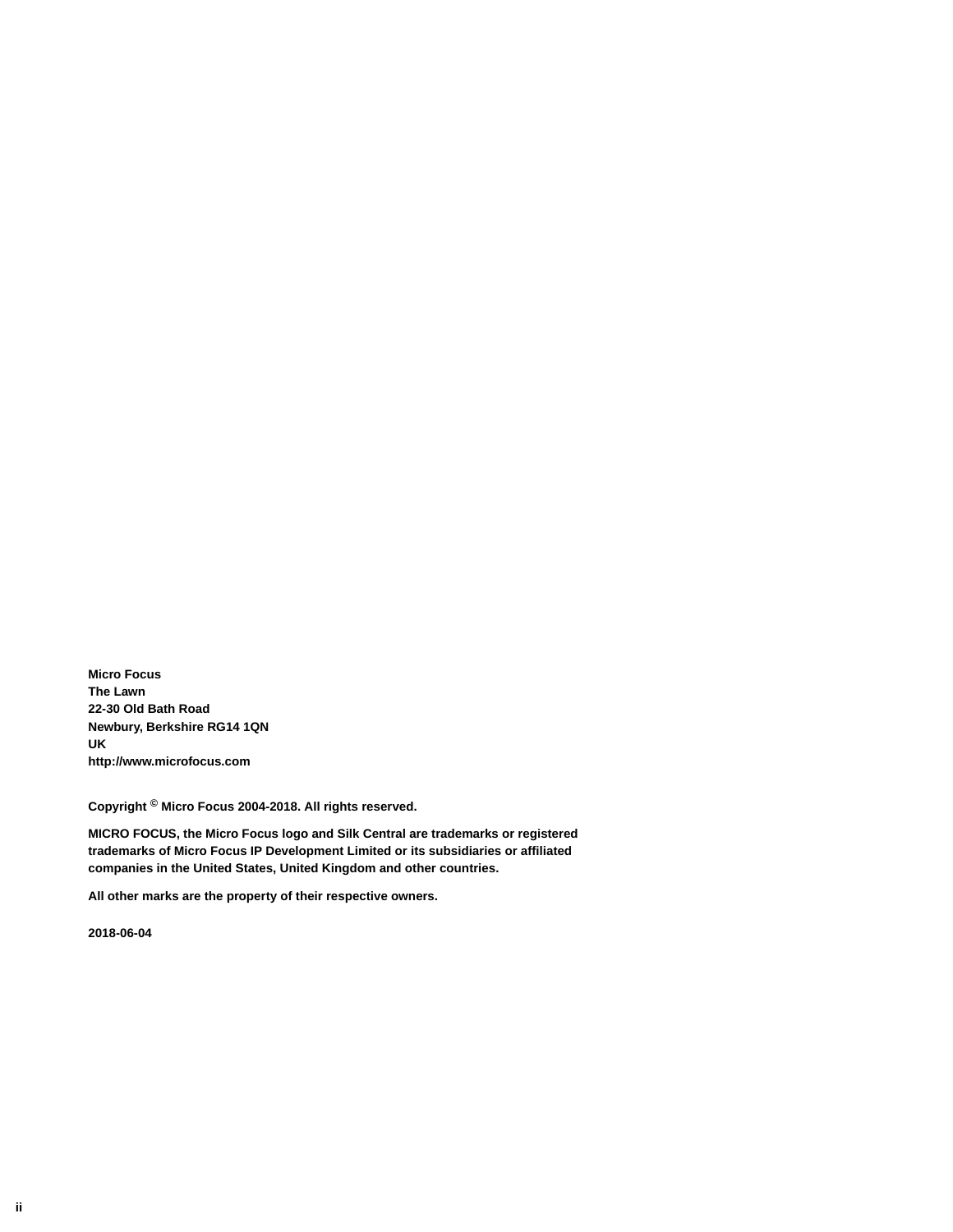**Micro Focus**
**The Lawn**
**22-30 Old Bath Road**
**Newbury, Berkshire RG14 1QN**
**UK**
**http://www.microfocus.com**

**Copyright © Micro Focus 2004-2018. All rights reserved.**

**MICRO FOCUS, the Micro Focus logo and Silk Central are trademarks or registered trademarks of Micro Focus IP Development Limited or its subsidiaries or affiliated companies in the United States, United Kingdom and other countries.**

**All other marks are the property of their respective owners.**

**2018-06-04**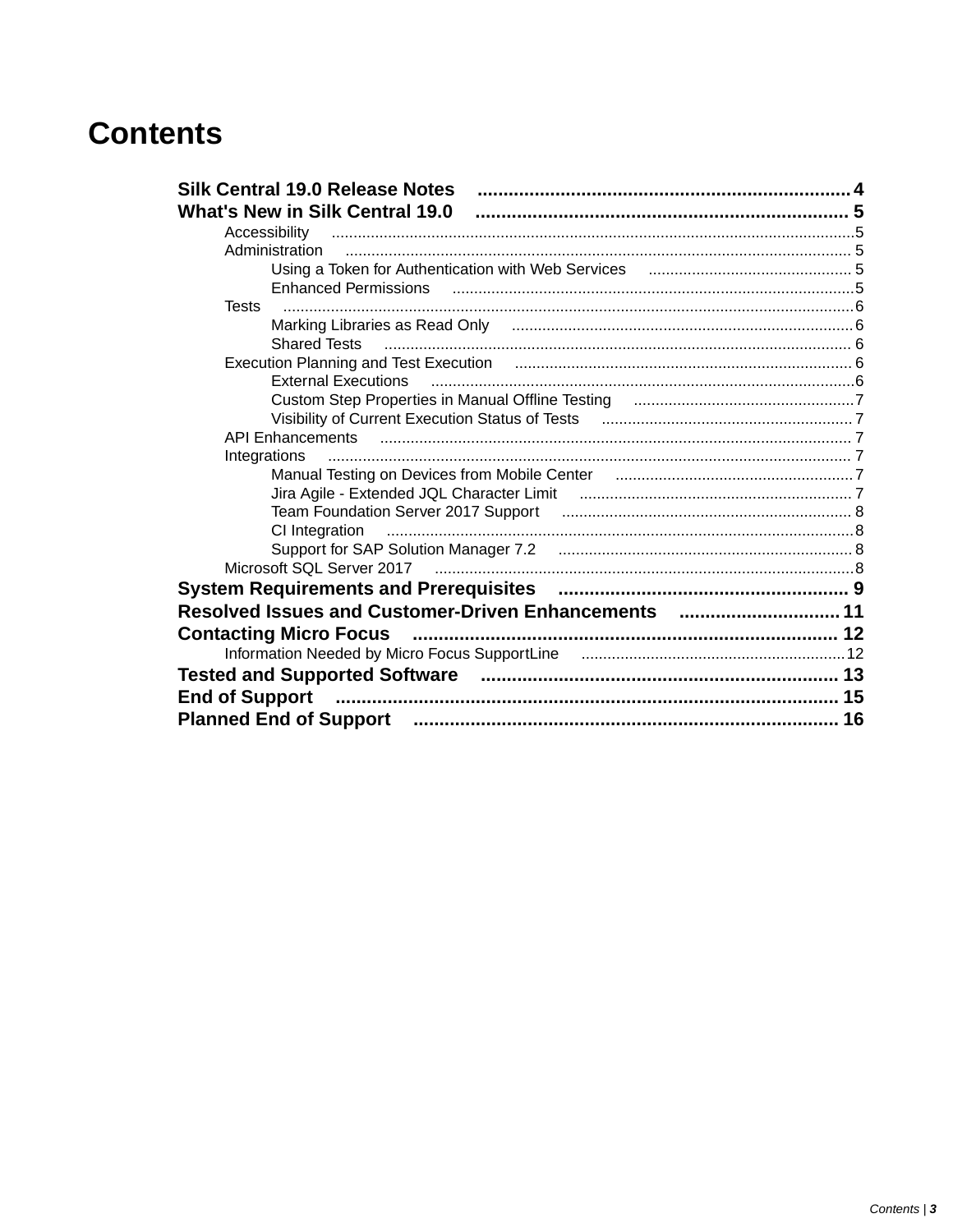# Contents

- **Silk Central 19.0 Release Notes** ........ 4
- **What's New in Silk Central 19.0** ........ 5
  - Accessibility ........ 5
  - Administration ........ 5
    - Using a Token for Authentication with Web Services ........ 5
    - Enhanced Permissions ........ 5
  - Tests ........ 6
    - Marking Libraries as Read Only ........ 6
    - Shared Tests ........ 6
  - Execution Planning and Test Execution ........ 6
    - External Executions ........ 6
    - Custom Step Properties in Manual Offline Testing ........ 7
    - Visibility of Current Execution Status of Tests ........ 7
  - API Enhancements ........ 7
  - Integrations ........ 7
    - Manual Testing on Devices from Mobile Center ........ 7
    - Jira Agile - Extended JQL Character Limit ........ 7
    - Team Foundation Server 2017 Support ........ 8
    - CI Integration ........ 8
    - Support for SAP Solution Manager 7.2 ........ 8
  - Microsoft SQL Server 2017 ........ 8
- **System Requirements and Prerequisites** ........ 9
- **Resolved Issues and Customer-Driven Enhancements** ........ 11
- **Contacting Micro Focus** ........ 12
  - Information Needed by Micro Focus SupportLine ........ 12
- **Tested and Supported Software** ........ 13
- **End of Support** ........ 15
- **Planned End of Support** ........ 16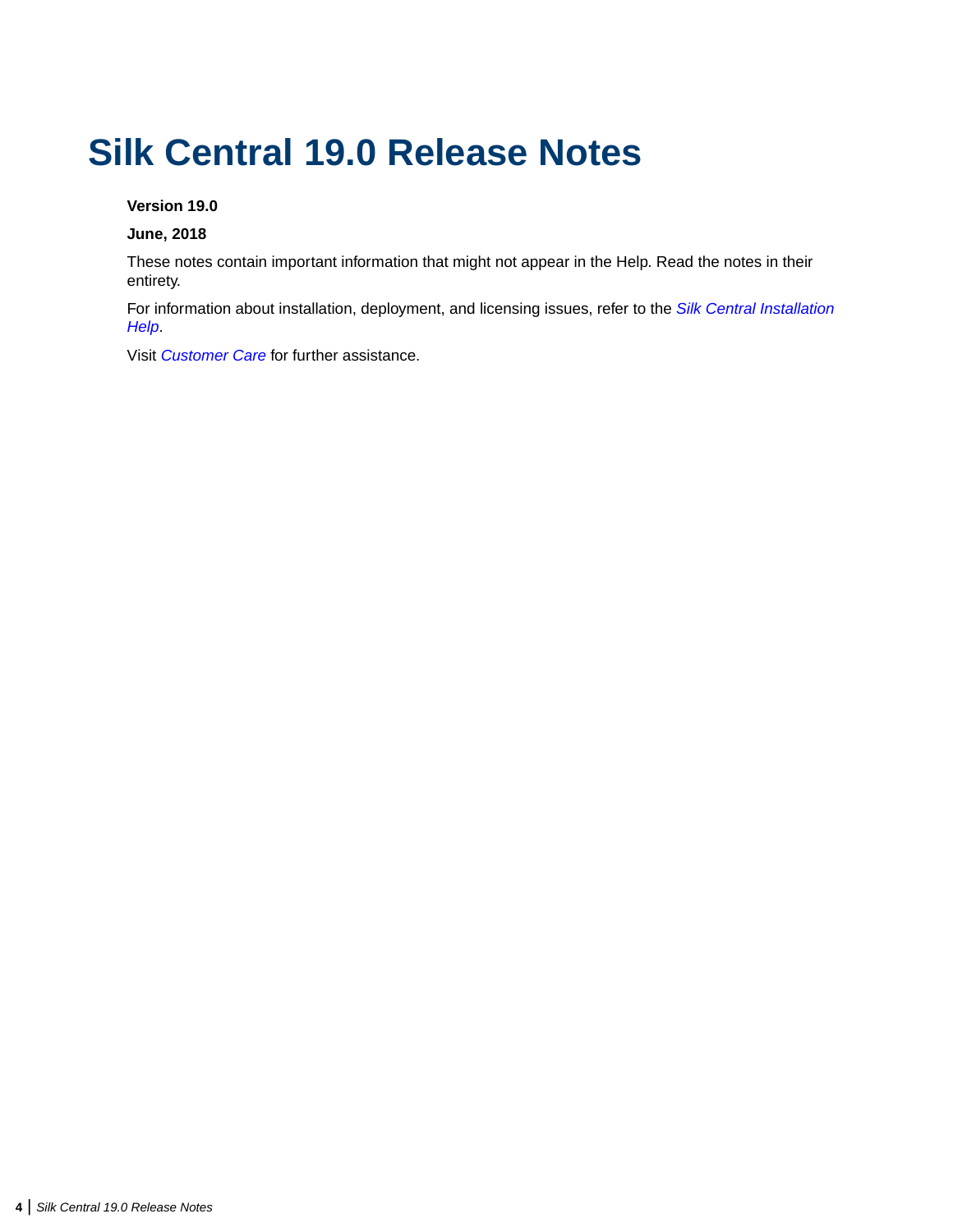# Silk Central 19.0 Release Notes

**Version 19.0**

**June, 2018**

These notes contain important information that might not appear in the Help. Read the notes in their entirety.

For information about installation, deployment, and licensing issues, refer to the *Silk Central Installation Help*.

Visit *Customer Care* for further assistance.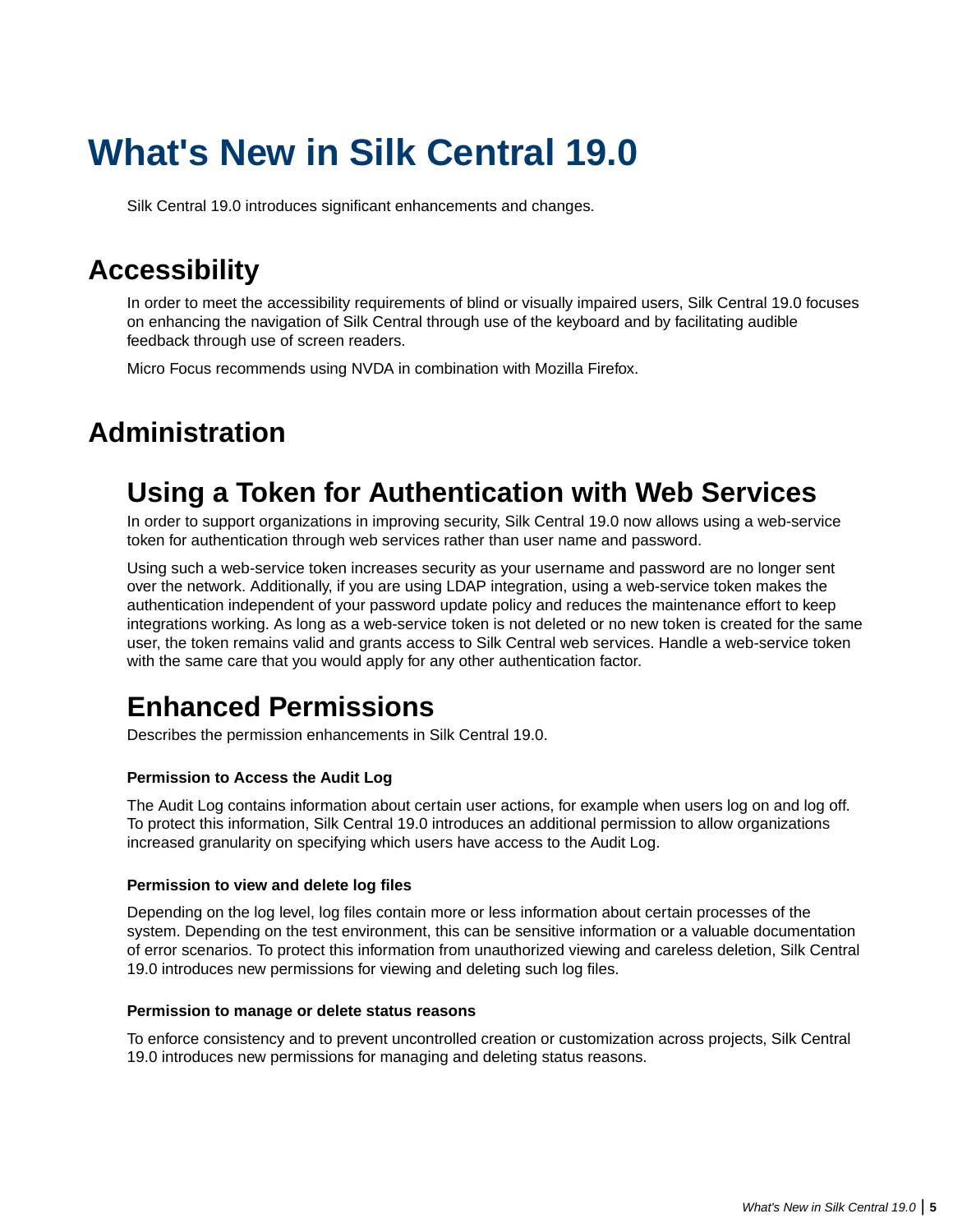# What's New in Silk Central 19.0

Silk Central 19.0 introduces significant enhancements and changes.

## Accessibility

In order to meet the accessibility requirements of blind or visually impaired users, Silk Central 19.0 focuses on enhancing the navigation of Silk Central through use of the keyboard and by facilitating audible feedback through use of screen readers.

Micro Focus recommends using NVDA in combination with Mozilla Firefox.

## Administration

### Using a Token for Authentication with Web Services

In order to support organizations in improving security, Silk Central 19.0 now allows using a web-service token for authentication through web services rather than user name and password.

Using such a web-service token increases security as your username and password are no longer sent over the network. Additionally, if you are using LDAP integration, using a web-service token makes the authentication independent of your password update policy and reduces the maintenance effort to keep integrations working. As long as a web-service token is not deleted or no new token is created for the same user, the token remains valid and grants access to Silk Central web services. Handle a web-service token with the same care that you would apply for any other authentication factor.

### Enhanced Permissions

Describes the permission enhancements in Silk Central 19.0.

#### Permission to Access the Audit Log

The Audit Log contains information about certain user actions, for example when users log on and log off. To protect this information, Silk Central 19.0 introduces an additional permission to allow organizations increased granularity on specifying which users have access to the Audit Log.

#### Permission to view and delete log files

Depending on the log level, log files contain more or less information about certain processes of the system. Depending on the test environment, this can be sensitive information or a valuable documentation of error scenarios. To protect this information from unauthorized viewing and careless deletion, Silk Central 19.0 introduces new permissions for viewing and deleting such log files.

#### Permission to manage or delete status reasons

To enforce consistency and to prevent uncontrolled creation or customization across projects, Silk Central 19.0 introduces new permissions for managing and deleting status reasons.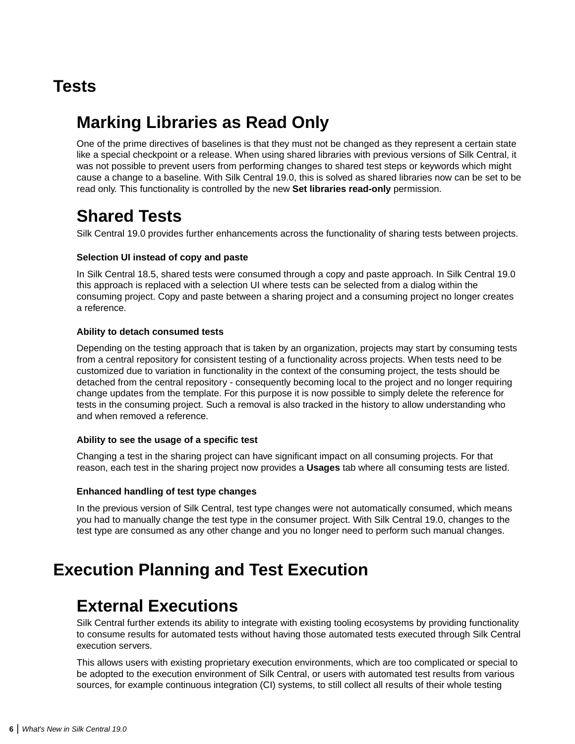# Tests

## Marking Libraries as Read Only

One of the prime directives of baselines is that they must not be changed as they represent a certain state like a special checkpoint or a release. When using shared libraries with previous versions of Silk Central, it was not possible to prevent users from performing changes to shared test steps or keywords which might cause a change to a baseline. With Silk Central 19.0, this is solved as shared libraries now can be set to be read only. This functionality is controlled by the new **Set libraries read-only** permission.

## Shared Tests

Silk Central 19.0 provides further enhancements across the functionality of sharing tests between projects.

#### Selection UI instead of copy and paste

In Silk Central 18.5, shared tests were consumed through a copy and paste approach. In Silk Central 19.0 this approach is replaced with a selection UI where tests can be selected from a dialog within the consuming project. Copy and paste between a sharing project and a consuming project no longer creates a reference.

#### Ability to detach consumed tests

Depending on the testing approach that is taken by an organization, projects may start by consuming tests from a central repository for consistent testing of a functionality across projects. When tests need to be customized due to variation in functionality in the context of the consuming project, the tests should be detached from the central repository - consequently becoming local to the project and no longer requiring change updates from the template. For this purpose it is now possible to simply delete the reference for tests in the consuming project. Such a removal is also tracked in the history to allow understanding who and when removed a reference.

#### Ability to see the usage of a specific test

Changing a test in the sharing project can have significant impact on all consuming projects. For that reason, each test in the sharing project now provides a **Usages** tab where all consuming tests are listed.

#### Enhanced handling of test type changes

In the previous version of Silk Central, test type changes were not automatically consumed, which means you had to manually change the test type in the consumer project. With Silk Central 19.0, changes to the test type are consumed as any other change and you no longer need to perform such manual changes.

# Execution Planning and Test Execution

## External Executions

Silk Central further extends its ability to integrate with existing tooling ecosystems by providing functionality to consume results for automated tests without having those automated tests executed through Silk Central execution servers.

This allows users with existing proprietary execution environments, which are too complicated or special to be adopted to the execution environment of Silk Central, or users with automated test results from various sources, for example continuous integration (CI) systems, to still collect all results of their whole testing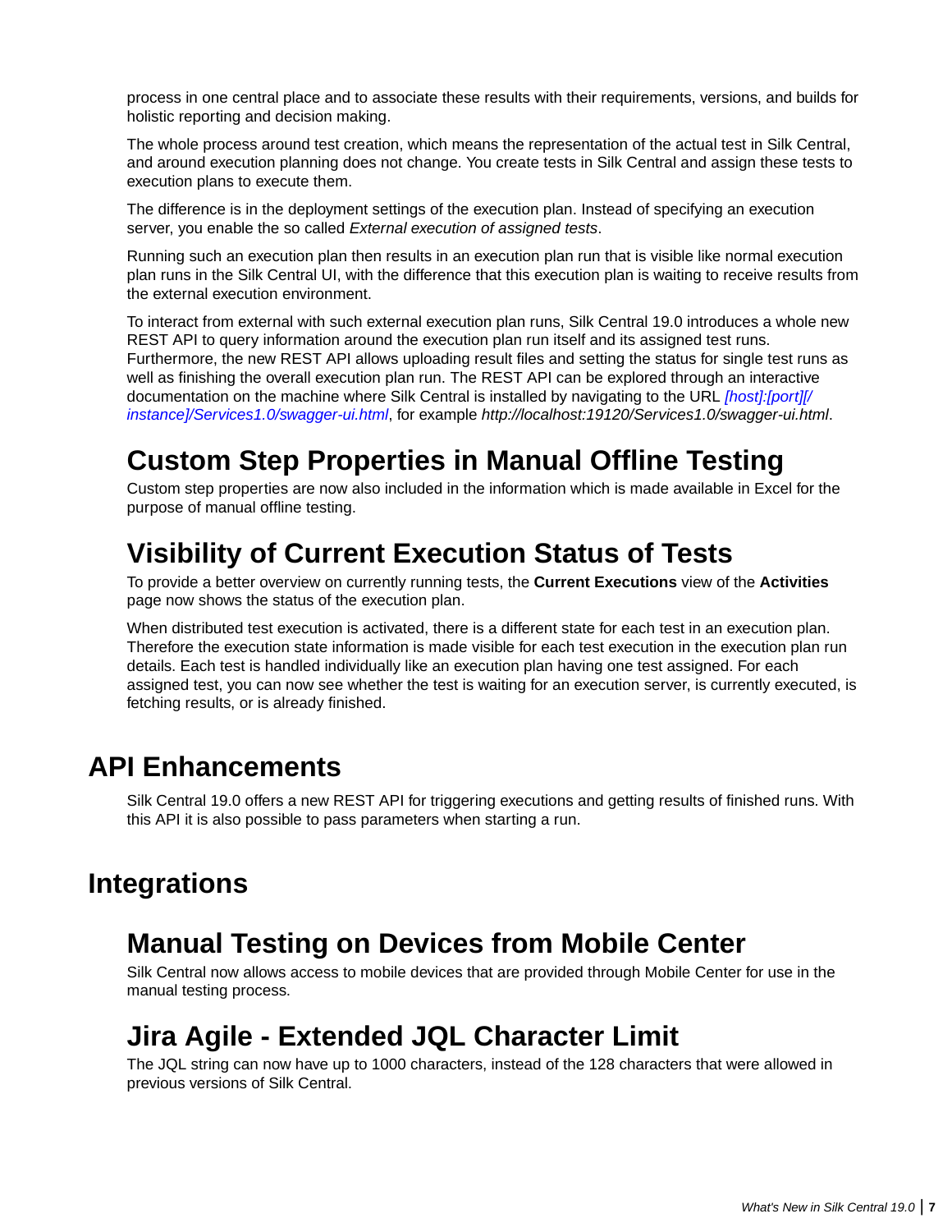process in one central place and to associate these results with their requirements, versions, and builds for holistic reporting and decision making.

The whole process around test creation, which means the representation of the actual test in Silk Central, and around execution planning does not change. You create tests in Silk Central and assign these tests to execution plans to execute them.

The difference is in the deployment settings of the execution plan. Instead of specifying an execution server, you enable the so called *External execution of assigned tests*.

Running such an execution plan then results in an execution plan run that is visible like normal execution plan runs in the Silk Central UI, with the difference that this execution plan is waiting to receive results from the external execution environment.

To interact from external with such external execution plan runs, Silk Central 19.0 introduces a whole new REST API to query information around the execution plan run itself and its assigned test runs. Furthermore, the new REST API allows uploading result files and setting the status for single test runs as well as finishing the overall execution plan run. The REST API can be explored through an interactive documentation on the machine where Silk Central is installed by navigating to the URL *[host]:[port][/instance]/Services1.0/swagger-ui.html*, for example *http://localhost:19120/Services1.0/swagger-ui.html*.

## Custom Step Properties in Manual Offline Testing

Custom step properties are now also included in the information which is made available in Excel for the purpose of manual offline testing.

## Visibility of Current Execution Status of Tests

To provide a better overview on currently running tests, the **Current Executions** view of the **Activities** page now shows the status of the execution plan.

When distributed test execution is activated, there is a different state for each test in an execution plan. Therefore the execution state information is made visible for each test execution in the execution plan run details. Each test is handled individually like an execution plan having one test assigned. For each assigned test, you can now see whether the test is waiting for an execution server, is currently executed, is fetching results, or is already finished.

# API Enhancements

Silk Central 19.0 offers a new REST API for triggering executions and getting results of finished runs. With this API it is also possible to pass parameters when starting a run.

# Integrations

## Manual Testing on Devices from Mobile Center

Silk Central now allows access to mobile devices that are provided through Mobile Center for use in the manual testing process.

## Jira Agile - Extended JQL Character Limit

The JQL string can now have up to 1000 characters, instead of the 128 characters that were allowed in previous versions of Silk Central.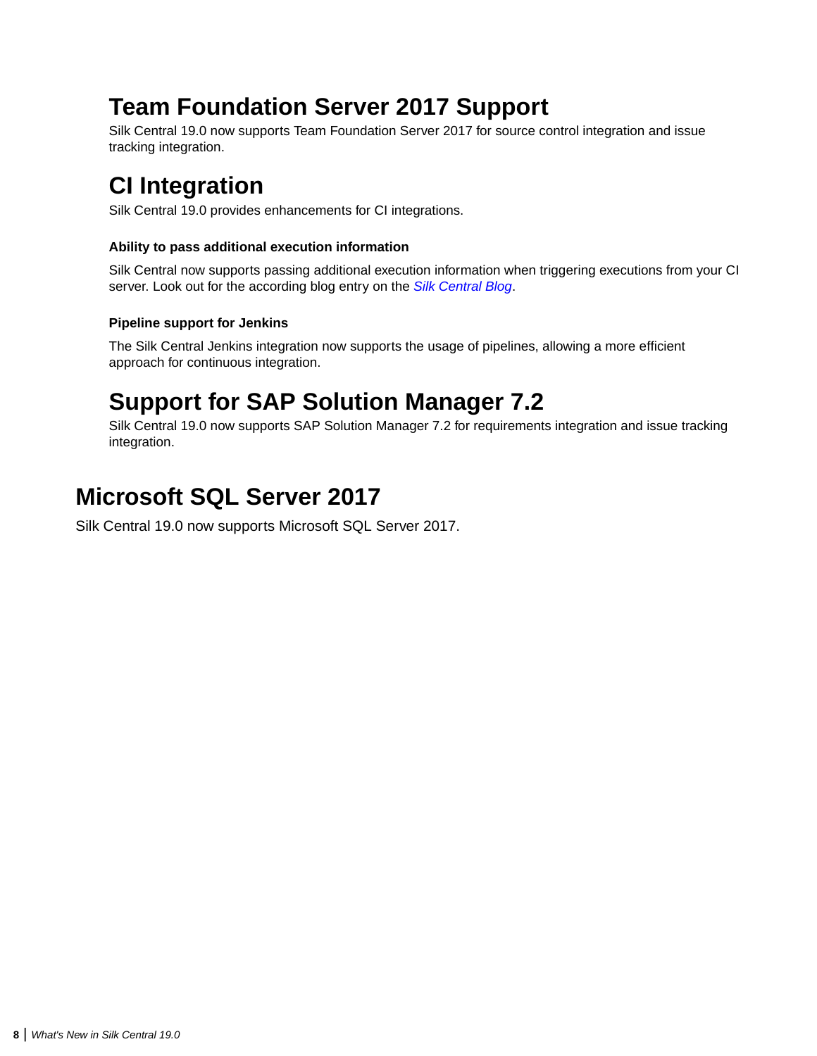## Team Foundation Server 2017 Support

Silk Central 19.0 now supports Team Foundation Server 2017 for source control integration and issue tracking integration.

## CI Integration

Silk Central 19.0 provides enhancements for CI integrations.

#### Ability to pass additional execution information

Silk Central now supports passing additional execution information when triggering executions from your CI server. Look out for the according blog entry on the *Silk Central Blog*.

#### Pipeline support for Jenkins

The Silk Central Jenkins integration now supports the usage of pipelines, allowing a more efficient approach for continuous integration.

## Support for SAP Solution Manager 7.2

Silk Central 19.0 now supports SAP Solution Manager 7.2 for requirements integration and issue tracking integration.

# Microsoft SQL Server 2017

Silk Central 19.0 now supports Microsoft SQL Server 2017.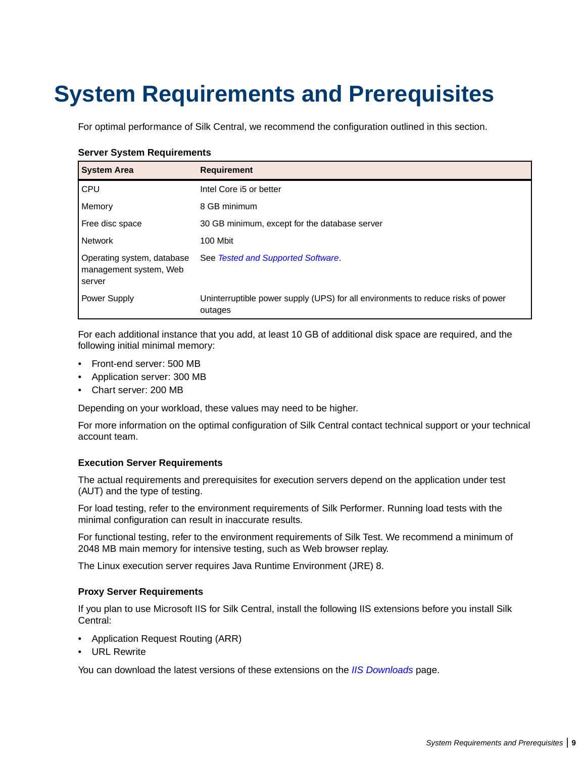# System Requirements and Prerequisites

For optimal performance of Silk Central, we recommend the configuration outlined in this section.

**Server System Requirements**

| System Area | Requirement |
| --- | --- |
| CPU | Intel Core i5 or better |
| Memory | 8 GB minimum |
| Free disc space | 30 GB minimum, except for the database server |
| Network | 100 Mbit |
| Operating system, database management system, Web server | See *Tested and Supported Software*. |
| Power Supply | Uninterruptible power supply (UPS) for all environments to reduce risks of power outages |

For each additional instance that you add, at least 10 GB of additional disk space are required, and the following initial minimal memory:

- Front-end server: 500 MB
- Application server: 300 MB
- Chart server: 200 MB

Depending on your workload, these values may need to be higher.

For more information on the optimal configuration of Silk Central contact technical support or your technical account team.

### Execution Server Requirements

The actual requirements and prerequisites for execution servers depend on the application under test (AUT) and the type of testing.

For load testing, refer to the environment requirements of Silk Performer. Running load tests with the minimal configuration can result in inaccurate results.

For functional testing, refer to the environment requirements of Silk Test. We recommend a minimum of 2048 MB main memory for intensive testing, such as Web browser replay.

The Linux execution server requires Java Runtime Environment (JRE) 8.

### Proxy Server Requirements

If you plan to use Microsoft IIS for Silk Central, install the following IIS extensions before you install Silk Central:

- Application Request Routing (ARR)
- URL Rewrite

You can download the latest versions of these extensions on the *IIS Downloads* page.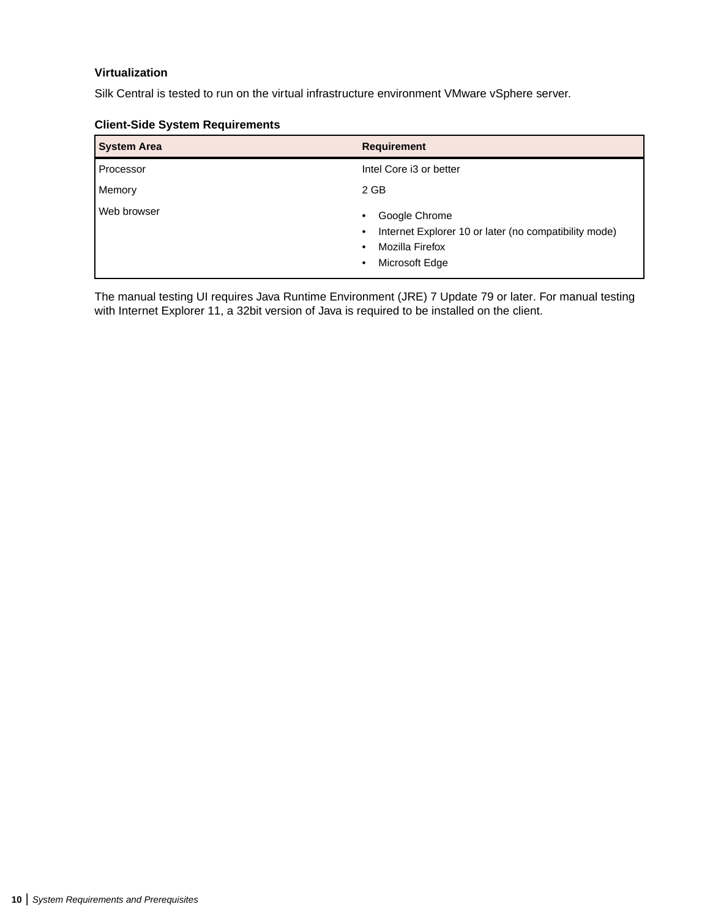#### Virtualization

Silk Central is tested to run on the virtual infrastructure environment VMware vSphere server.

#### Client-Side System Requirements

| System Area | Requirement |
| --- | --- |
| Processor | Intel Core i3 or better |
| Memory | 2 GB |
| Web browser | • Google Chrome<br>• Internet Explorer 10 or later (no compatibility mode)<br>• Mozilla Firefox<br>• Microsoft Edge |

The manual testing UI requires Java Runtime Environment (JRE) 7 Update 79 or later. For manual testing with Internet Explorer 11, a 32bit version of Java is required to be installed on the client.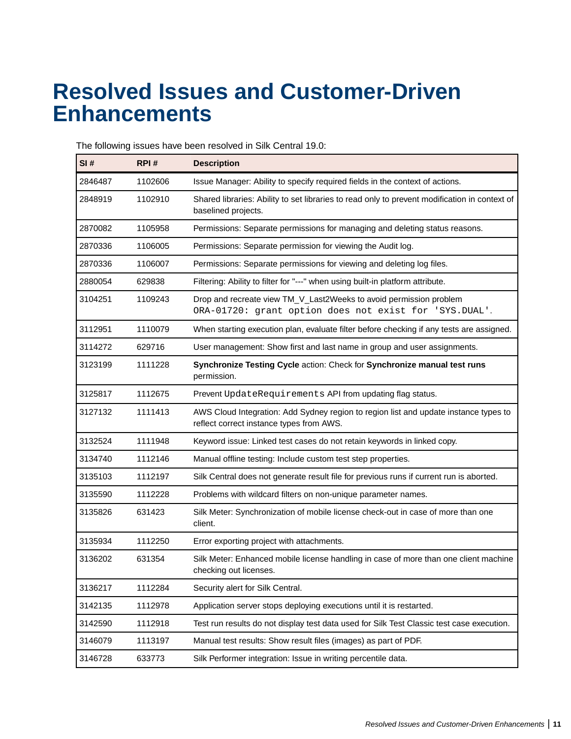# Resolved Issues and Customer-Driven Enhancements

The following issues have been resolved in Silk Central 19.0:

| SI # | RPI # | Description |
|---|---|---|
| 2846487 | 1102606 | Issue Manager: Ability to specify required fields in the context of actions. |
| 2848919 | 1102910 | Shared libraries: Ability to set libraries to read only to prevent modification in context of baselined projects. |
| 2870082 | 1105958 | Permissions: Separate permissions for managing and deleting status reasons. |
| 2870336 | 1106005 | Permissions: Separate permission for viewing the Audit log. |
| 2870336 | 1106007 | Permissions: Separate permissions for viewing and deleting log files. |
| 2880054 | 629838 | Filtering: Ability to filter for "---" when using built-in platform attribute. |
| 3104251 | 1109243 | Drop and recreate view TM_V_Last2Weeks to avoid permission problem `ORA-01720: grant option does not exist for 'SYS.DUAL'`. |
| 3112951 | 1110079 | When starting execution plan, evaluate filter before checking if any tests are assigned. |
| 3114272 | 629716 | User management: Show first and last name in group and user assignments. |
| 3123199 | 1111228 | **Synchronize Testing Cycle** action: Check for **Synchronize manual test runs** permission. |
| 3125817 | 1112675 | Prevent `UpdateRequirements` API from updating flag status. |
| 3127132 | 1111413 | AWS Cloud Integration: Add Sydney region to region list and update instance types to reflect correct instance types from AWS. |
| 3132524 | 1111948 | Keyword issue: Linked test cases do not retain keywords in linked copy. |
| 3134740 | 1112146 | Manual offline testing: Include custom test step properties. |
| 3135103 | 1112197 | Silk Central does not generate result file for previous runs if current run is aborted. |
| 3135590 | 1112228 | Problems with wildcard filters on non-unique parameter names. |
| 3135826 | 631423 | Silk Meter: Synchronization of mobile license check-out in case of more than one client. |
| 3135934 | 1112250 | Error exporting project with attachments. |
| 3136202 | 631354 | Silk Meter: Enhanced mobile license handling in case of more than one client machine checking out licenses. |
| 3136217 | 1112284 | Security alert for Silk Central. |
| 3142135 | 1112978 | Application server stops deploying executions until it is restarted. |
| 3142590 | 1112918 | Test run results do not display test data used for Silk Test Classic test case execution. |
| 3146079 | 1113197 | Manual test results: Show result files (images) as part of PDF. |
| 3146728 | 633773 | Silk Performer integration: Issue in writing percentile data. |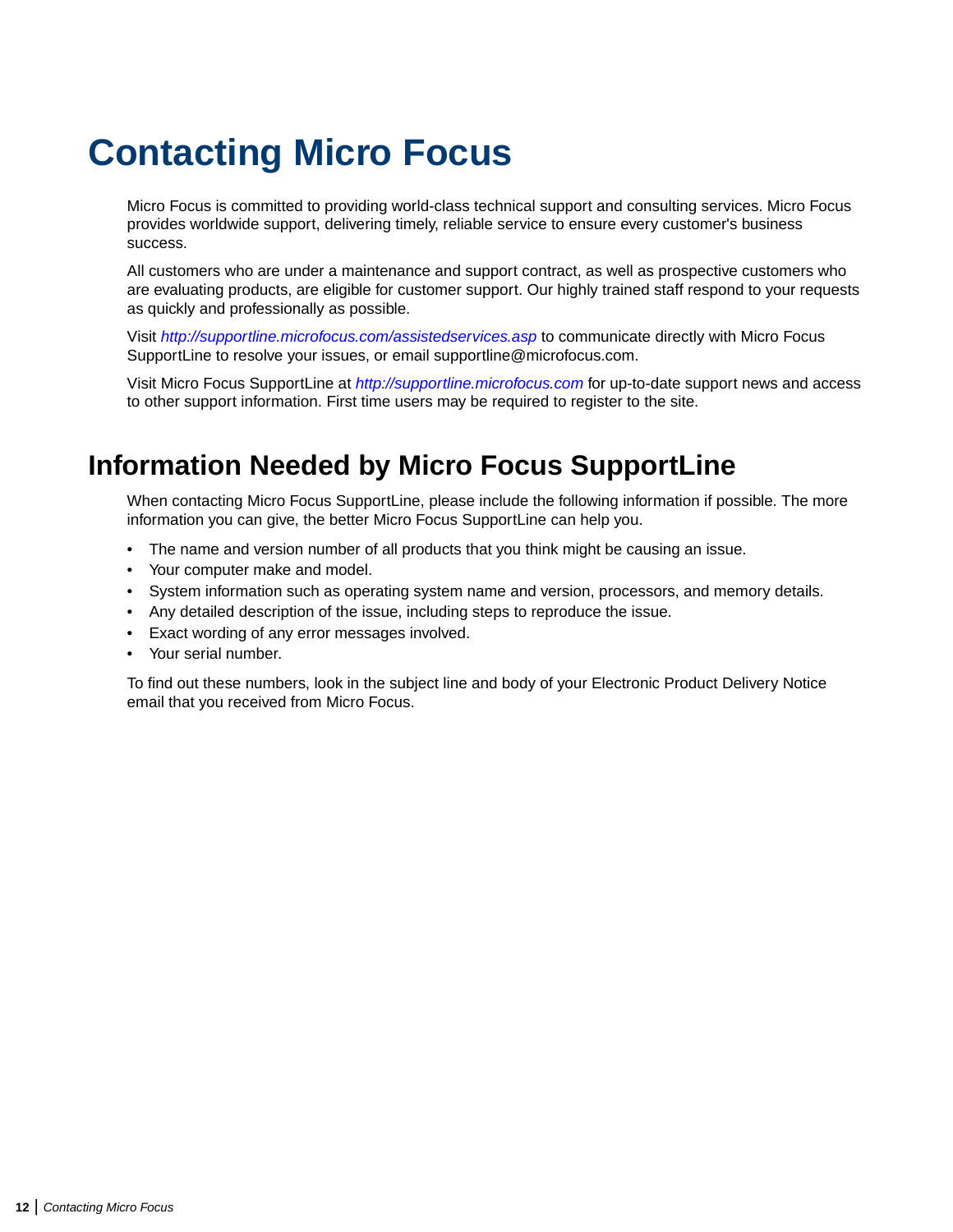# Contacting Micro Focus

Micro Focus is committed to providing world-class technical support and consulting services. Micro Focus provides worldwide support, delivering timely, reliable service to ensure every customer's business success.

All customers who are under a maintenance and support contract, as well as prospective customers who are evaluating products, are eligible for customer support. Our highly trained staff respond to your requests as quickly and professionally as possible.

Visit *http://supportline.microfocus.com/assistedservices.asp* to communicate directly with Micro Focus SupportLine to resolve your issues, or email supportline@microfocus.com.

Visit Micro Focus SupportLine at *http://supportline.microfocus.com* for up-to-date support news and access to other support information. First time users may be required to register to the site.

## Information Needed by Micro Focus SupportLine

When contacting Micro Focus SupportLine, please include the following information if possible. The more information you can give, the better Micro Focus SupportLine can help you.

- The name and version number of all products that you think might be causing an issue.
- Your computer make and model.
- System information such as operating system name and version, processors, and memory details.
- Any detailed description of the issue, including steps to reproduce the issue.
- Exact wording of any error messages involved.
- Your serial number.

To find out these numbers, look in the subject line and body of your Electronic Product Delivery Notice email that you received from Micro Focus.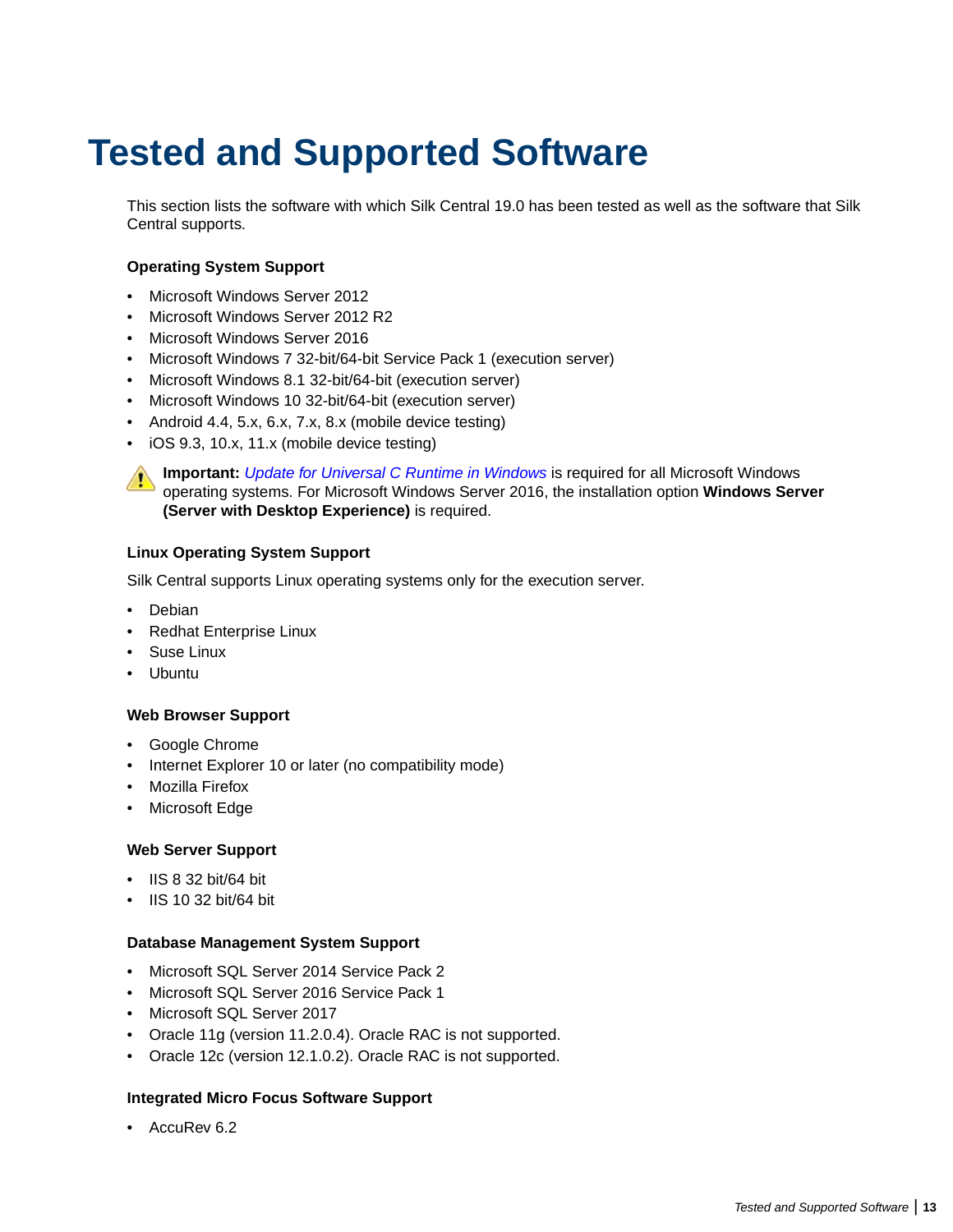# Tested and Supported Software

This section lists the software with which Silk Central 19.0 has been tested as well as the software that Silk Central supports.

**Operating System Support**

- Microsoft Windows Server 2012
- Microsoft Windows Server 2012 R2
- Microsoft Windows Server 2016
- Microsoft Windows 7 32-bit/64-bit Service Pack 1 (execution server)
- Microsoft Windows 8.1 32-bit/64-bit (execution server)
- Microsoft Windows 10 32-bit/64-bit (execution server)
- Android 4.4, 5.x, 6.x, 7.x, 8.x (mobile device testing)
- iOS 9.3, 10.x, 11.x (mobile device testing)

**Important:** *Update for Universal C Runtime in Windows* is required for all Microsoft Windows operating systems. For Microsoft Windows Server 2016, the installation option **Windows Server (Server with Desktop Experience)** is required.

**Linux Operating System Support**

Silk Central supports Linux operating systems only for the execution server.

- Debian
- Redhat Enterprise Linux
- Suse Linux
- Ubuntu

**Web Browser Support**

- Google Chrome
- Internet Explorer 10 or later (no compatibility mode)
- Mozilla Firefox
- Microsoft Edge

**Web Server Support**

- IIS 8 32 bit/64 bit
- IIS 10 32 bit/64 bit

**Database Management System Support**

- Microsoft SQL Server 2014 Service Pack 2
- Microsoft SQL Server 2016 Service Pack 1
- Microsoft SQL Server 2017
- Oracle 11g (version 11.2.0.4). Oracle RAC is not supported.
- Oracle 12c (version 12.1.0.2). Oracle RAC is not supported.

**Integrated Micro Focus Software Support**

- AccuRev 6.2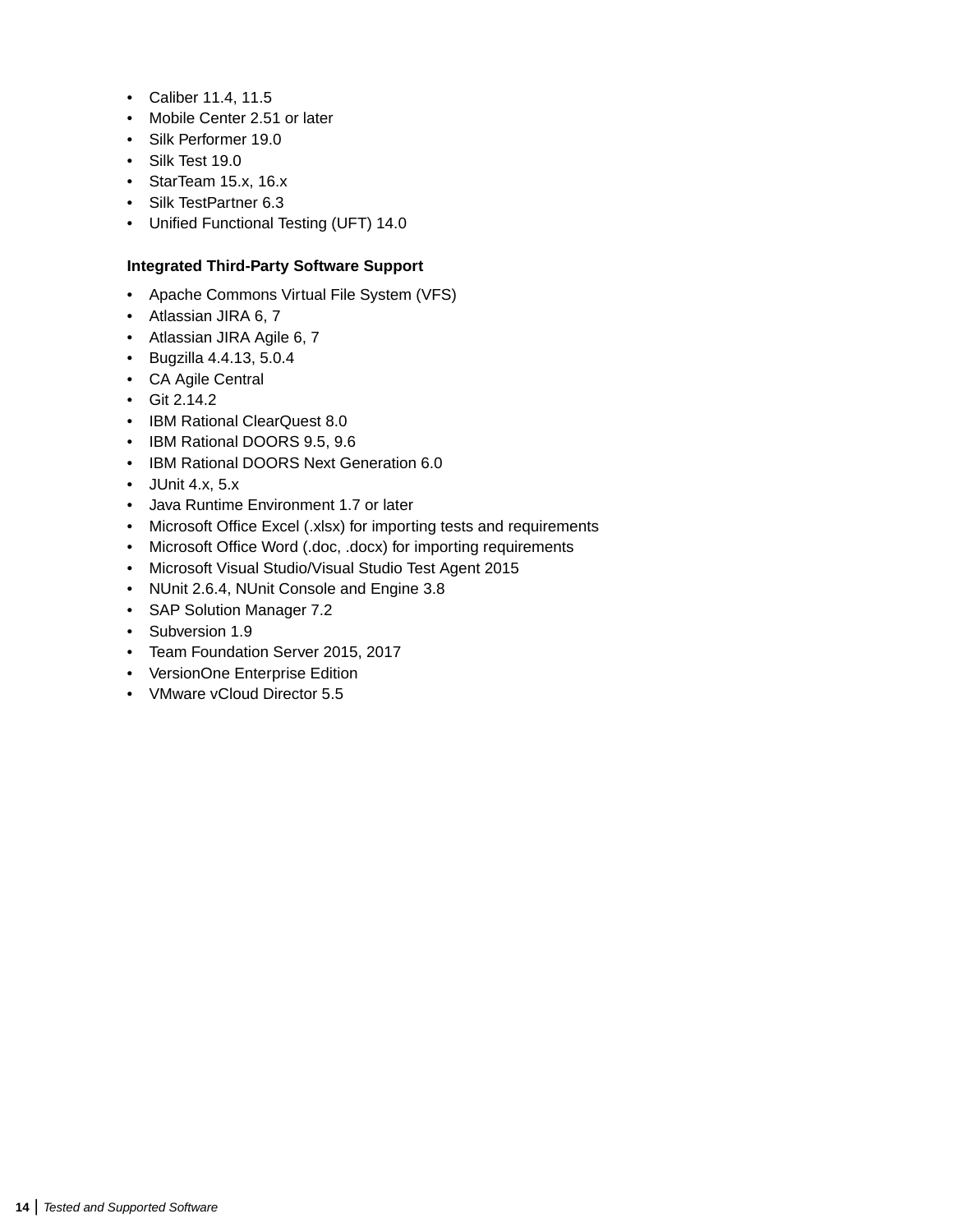- Caliber 11.4, 11.5
- Mobile Center 2.51 or later
- Silk Performer 19.0
- Silk Test 19.0
- StarTeam 15.x, 16.x
- Silk TestPartner 6.3
- Unified Functional Testing (UFT) 14.0

**Integrated Third-Party Software Support**

- Apache Commons Virtual File System (VFS)
- Atlassian JIRA 6, 7
- Atlassian JIRA Agile 6, 7
- Bugzilla 4.4.13, 5.0.4
- CA Agile Central
- Git 2.14.2
- IBM Rational ClearQuest 8.0
- IBM Rational DOORS 9.5, 9.6
- IBM Rational DOORS Next Generation 6.0
- JUnit 4.x, 5.x
- Java Runtime Environment 1.7 or later
- Microsoft Office Excel (.xlsx) for importing tests and requirements
- Microsoft Office Word (.doc, .docx) for importing requirements
- Microsoft Visual Studio/Visual Studio Test Agent 2015
- NUnit 2.6.4, NUnit Console and Engine 3.8
- SAP Solution Manager 7.2
- Subversion 1.9
- Team Foundation Server 2015, 2017
- VersionOne Enterprise Edition
- VMware vCloud Director 5.5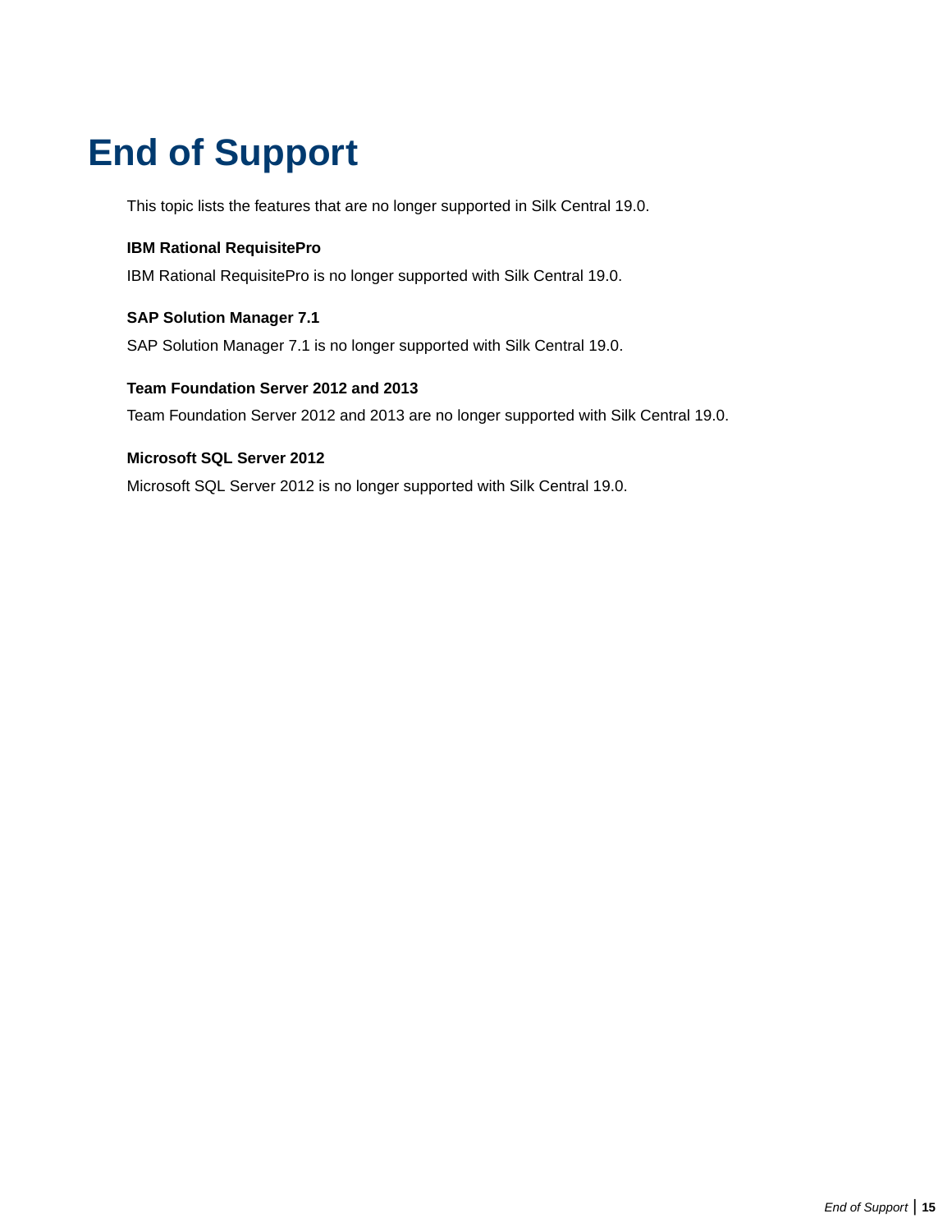# End of Support

This topic lists the features that are no longer supported in Silk Central 19.0.

**IBM Rational RequisitePro**

IBM Rational RequisitePro is no longer supported with Silk Central 19.0.

**SAP Solution Manager 7.1**

SAP Solution Manager 7.1 is no longer supported with Silk Central 19.0.

**Team Foundation Server 2012 and 2013**

Team Foundation Server 2012 and 2013 are no longer supported with Silk Central 19.0.

**Microsoft SQL Server 2012**

Microsoft SQL Server 2012 is no longer supported with Silk Central 19.0.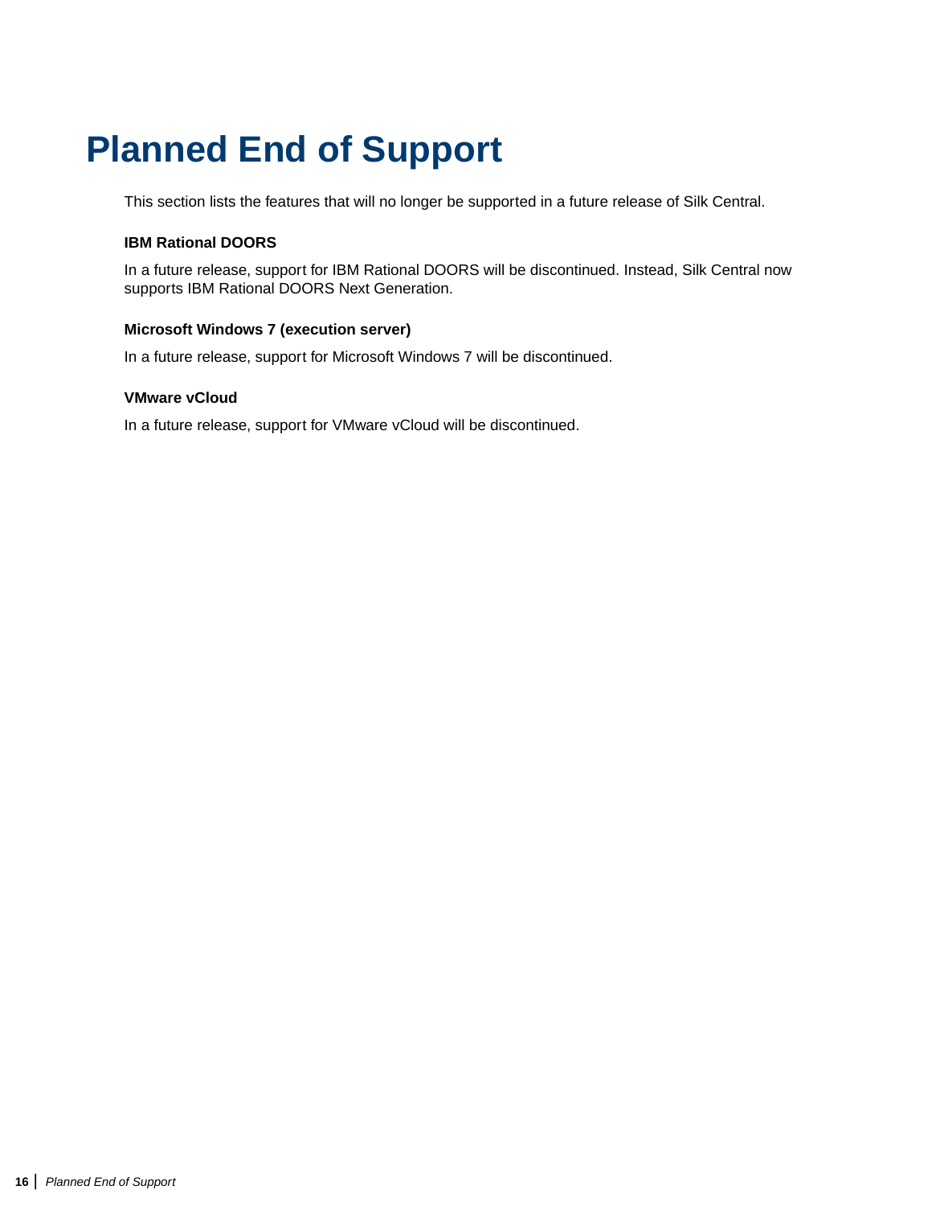# Planned End of Support

This section lists the features that will no longer be supported in a future release of Silk Central.

**IBM Rational DOORS**

In a future release, support for IBM Rational DOORS will be discontinued. Instead, Silk Central now supports IBM Rational DOORS Next Generation.

**Microsoft Windows 7 (execution server)**

In a future release, support for Microsoft Windows 7 will be discontinued.

**VMware vCloud**

In a future release, support for VMware vCloud will be discontinued.